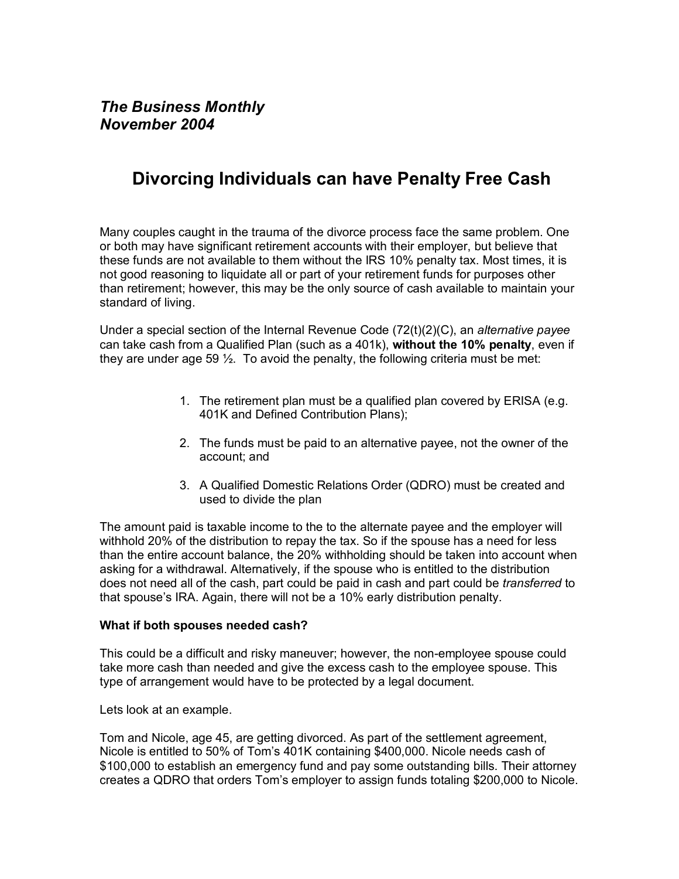*The Business Monthly*
*November 2004*

# Divorcing Individuals can have Penalty Free Cash

Many couples caught in the trauma of the divorce process face the same problem. One or both may have significant retirement accounts with their employer, but believe that these funds are not available to them without the IRS 10% penalty tax. Most times, it is not good reasoning to liquidate all or part of your retirement funds for purposes other than retirement; however, this may be the only source of cash available to maintain your standard of living.

Under a special section of the Internal Revenue Code (72(t)(2)(C), an *alternative payee* can take cash from a Qualified Plan (such as a 401k), **without the 10% penalty**, even if they are under age 59 ½. To avoid the penalty, the following criteria must be met:

1. The retirement plan must be a qualified plan covered by ERISA (e.g. 401K and Defined Contribution Plans);
2. The funds must be paid to an alternative payee, not the owner of the account; and
3. A Qualified Domestic Relations Order (QDRO) must be created and used to divide the plan

The amount paid is taxable income to the to the alternate payee and the employer will withhold 20% of the distribution to repay the tax. So if the spouse has a need for less than the entire account balance, the 20% withholding should be taken into account when asking for a withdrawal. Alternatively, if the spouse who is entitled to the distribution does not need all of the cash, part could be paid in cash and part could be *transferred* to that spouse's IRA. Again, there will not be a 10% early distribution penalty.

**What if both spouses needed cash?**

This could be a difficult and risky maneuver; however, the non-employee spouse could take more cash than needed and give the excess cash to the employee spouse. This type of arrangement would have to be protected by a legal document.

Lets look at an example.

Tom and Nicole, age 45, are getting divorced. As part of the settlement agreement, Nicole is entitled to 50% of Tom's 401K containing $400,000. Nicole needs cash of $100,000 to establish an emergency fund and pay some outstanding bills. Their attorney creates a QDRO that orders Tom's employer to assign funds totaling $200,000 to Nicole.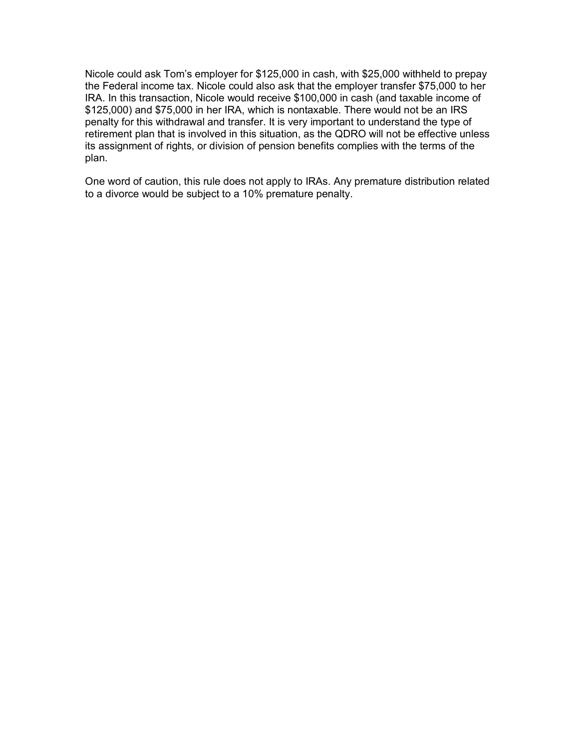Nicole could ask Tom's employer for $125,000 in cash, with $25,000 withheld to prepay the Federal income tax. Nicole could also ask that the employer transfer $75,000 to her IRA. In this transaction, Nicole would receive $100,000 in cash (and taxable income of $125,000) and $75,000 in her IRA, which is nontaxable. There would not be an IRS penalty for this withdrawal and transfer. It is very important to understand the type of retirement plan that is involved in this situation, as the QDRO will not be effective unless its assignment of rights, or division of pension benefits complies with the terms of the plan.

One word of caution, this rule does not apply to IRAs. Any premature distribution related to a divorce would be subject to a 10% premature penalty.